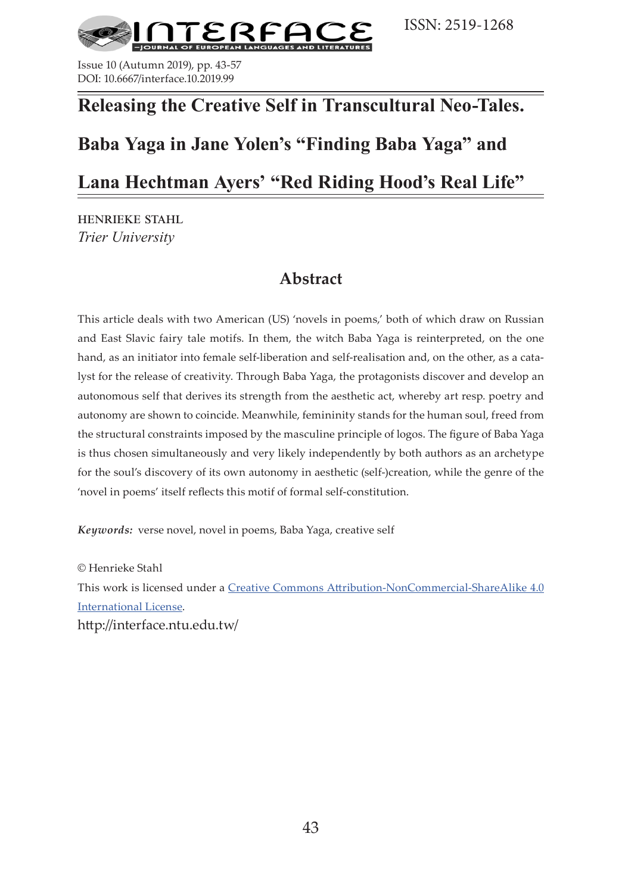# Releasing the Creative Self in Transcultural Neo-Tales. Baba Yaga in Jane Yolen's "Finding Baba Yaga" and Lana Hechtman Ayers' "Red Riding Hood's Real Life"

HENRIEKE STAHL
*Trier University*

## Abstract

This article deals with two American (US) 'novels in poems,' both of which draw on Russian and East Slavic fairy tale motifs. In them, the witch Baba Yaga is reinterpreted, on the one hand, as an initiator into female self-liberation and self-realisation and, on the other, as a catalyst for the release of creativity. Through Baba Yaga, the protagonists discover and develop an autonomous self that derives its strength from the aesthetic act, whereby art resp. poetry and autonomy are shown to coincide. Meanwhile, femininity stands for the human soul, freed from the structural constraints imposed by the masculine principle of logos. The figure of Baba Yaga is thus chosen simultaneously and very likely independently by both authors as an archetype for the soul's discovery of its own autonomy in aesthetic (self-)creation, while the genre of the 'novel in poems' itself reflects this motif of formal self-constitution.

***Keywords:*** verse novel, novel in poems, Baba Yaga, creative self

© Henrieke Stahl

This work is licensed under a Creative Commons Attribution-NonCommercial-ShareAlike 4.0 International License.

http://interface.ntu.edu.tw/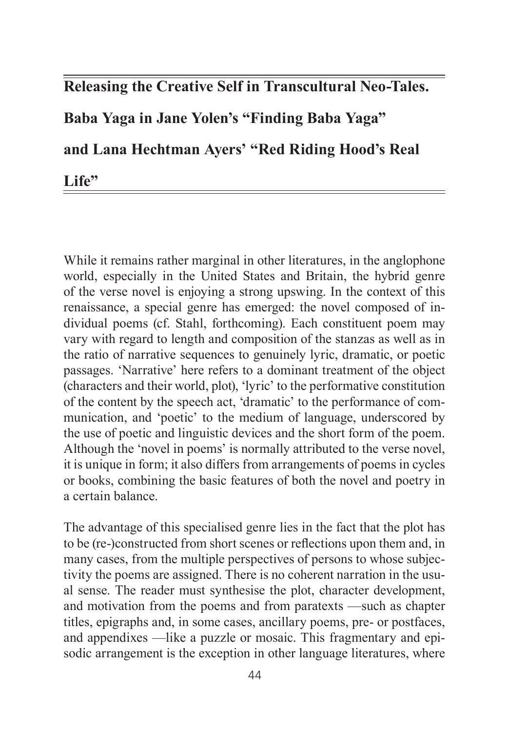# Releasing the Creative Self in Transcultural Neo-Tales. Baba Yaga in Jane Yolen's "Finding Baba Yaga" and Lana Hechtman Ayers' "Red Riding Hood's Real Life"

While it remains rather marginal in other literatures, in the anglophone world, especially in the United States and Britain, the hybrid genre of the verse novel is enjoying a strong upswing. In the context of this renaissance, a special genre has emerged: the novel composed of individual poems (cf. Stahl, forthcoming). Each constituent poem may vary with regard to length and composition of the stanzas as well as in the ratio of narrative sequences to genuinely lyric, dramatic, or poetic passages. 'Narrative' here refers to a dominant treatment of the object (characters and their world, plot), 'lyric' to the performative constitution of the content by the speech act, 'dramatic' to the performance of communication, and 'poetic' to the medium of language, underscored by the use of poetic and linguistic devices and the short form of the poem. Although the 'novel in poems' is normally attributed to the verse novel, it is unique in form; it also differs from arrangements of poems in cycles or books, combining the basic features of both the novel and poetry in a certain balance.

The advantage of this specialised genre lies in the fact that the plot has to be (re-)constructed from short scenes or reflections upon them and, in many cases, from the multiple perspectives of persons to whose subjectivity the poems are assigned. There is no coherent narration in the usual sense. The reader must synthesise the plot, character development, and motivation from the poems and from paratexts —such as chapter titles, epigraphs and, in some cases, ancillary poems, pre- or postfaces, and appendixes —like a puzzle or mosaic. This fragmentary and episodic arrangement is the exception in other language literatures, where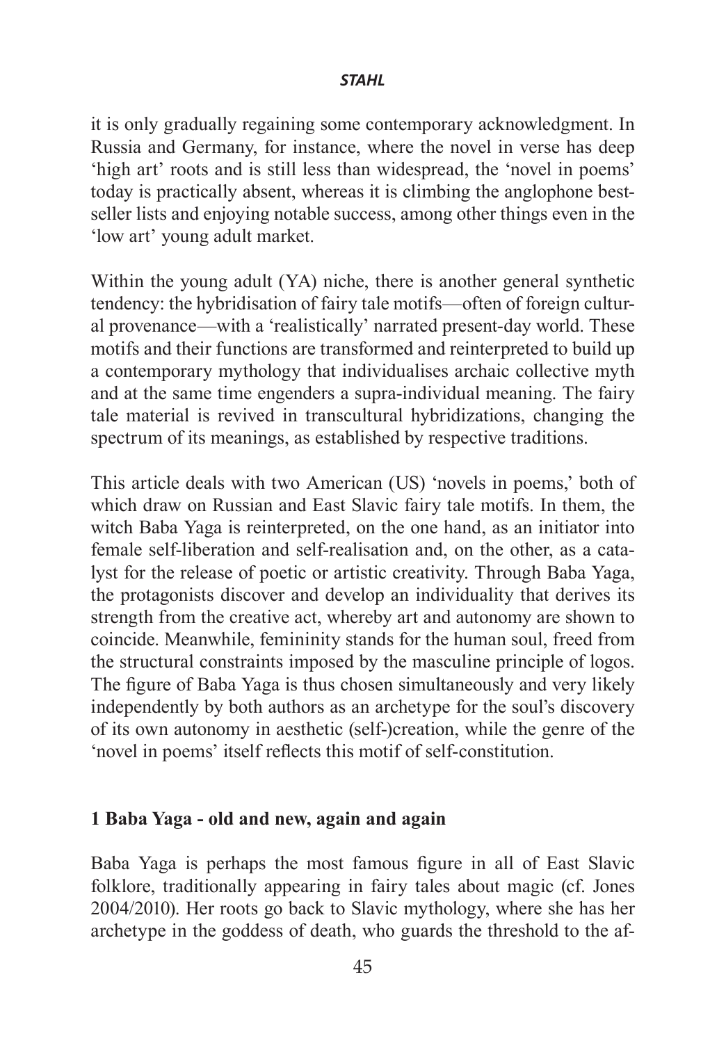it is only gradually regaining some contemporary acknowledgment. In Russia and Germany, for instance, where the novel in verse has deep 'high art' roots and is still less than widespread, the 'novel in poems' today is practically absent, whereas it is climbing the anglophone bestseller lists and enjoying notable success, among other things even in the 'low art' young adult market.

Within the young adult (YA) niche, there is another general synthetic tendency: the hybridisation of fairy tale motifs—often of foreign cultural provenance—with a 'realistically' narrated present-day world. These motifs and their functions are transformed and reinterpreted to build up a contemporary mythology that individualises archaic collective myth and at the same time engenders a supra-individual meaning. The fairy tale material is revived in transcultural hybridizations, changing the spectrum of its meanings, as established by respective traditions.

This article deals with two American (US) 'novels in poems,' both of which draw on Russian and East Slavic fairy tale motifs. In them, the witch Baba Yaga is reinterpreted, on the one hand, as an initiator into female self-liberation and self-realisation and, on the other, as a catalyst for the release of poetic or artistic creativity. Through Baba Yaga, the protagonists discover and develop an individuality that derives its strength from the creative act, whereby art and autonomy are shown to coincide. Meanwhile, femininity stands for the human soul, freed from the structural constraints imposed by the masculine principle of logos. The figure of Baba Yaga is thus chosen simultaneously and very likely independently by both authors as an archetype for the soul's discovery of its own autonomy in aesthetic (self-)creation, while the genre of the 'novel in poems' itself reflects this motif of self-constitution.

## 1 Baba Yaga - old and new, again and again

Baba Yaga is perhaps the most famous figure in all of East Slavic folklore, traditionally appearing in fairy tales about magic (cf. Jones 2004/2010). Her roots go back to Slavic mythology, where she has her archetype in the goddess of death, who guards the threshold to the af-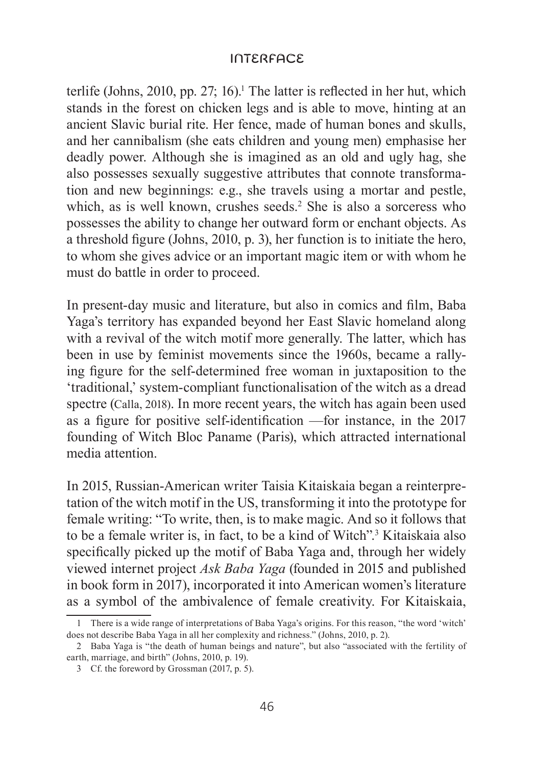terlife (Johns, 2010, pp. 27; 16).[1] The latter is reflected in her hut, which stands in the forest on chicken legs and is able to move, hinting at an ancient Slavic burial rite. Her fence, made of human bones and skulls, and her cannibalism (she eats children and young men) emphasise her deadly power. Although she is imagined as an old and ugly hag, she also possesses sexually suggestive attributes that connote transformation and new beginnings: e.g., she travels using a mortar and pestle, which, as is well known, crushes seeds.[2] She is also a sorceress who possesses the ability to change her outward form or enchant objects. As a threshold figure (Johns, 2010, p. 3), her function is to initiate the hero, to whom she gives advice or an important magic item or with whom he must do battle in order to proceed.

In present-day music and literature, but also in comics and film, Baba Yaga's territory has expanded beyond her East Slavic homeland along with a revival of the witch motif more generally. The latter, which has been in use by feminist movements since the 1960s, became a rallying figure for the self-determined free woman in juxtaposition to the 'traditional,' system-compliant functionalisation of the witch as a dread spectre (Calla, 2018). In more recent years, the witch has again been used as a figure for positive self-identification —for instance, in the 2017 founding of Witch Bloc Paname (Paris), which attracted international media attention.

In 2015, Russian-American writer Taisia Kitaiskaia began a reinterpretation of the witch motif in the US, transforming it into the prototype for female writing: "To write, then, is to make magic. And so it follows that to be a female writer is, in fact, to be a kind of Witch".[3] Kitaiskaia also specifically picked up the motif of Baba Yaga and, through her widely viewed internet project *Ask Baba Yaga* (founded in 2015 and published in book form in 2017), incorporated it into American women's literature as a symbol of the ambivalence of female creativity. For Kitaiskaia,

---

1 There is a wide range of interpretations of Baba Yaga's origins. For this reason, "the word 'witch' does not describe Baba Yaga in all her complexity and richness." (Johns, 2010, p. 2).

2 Baba Yaga is "the death of human beings and nature", but also "associated with the fertility of earth, marriage, and birth" (Johns, 2010, p. 19).

3 Cf. the foreword by Grossman (2017, p. 5).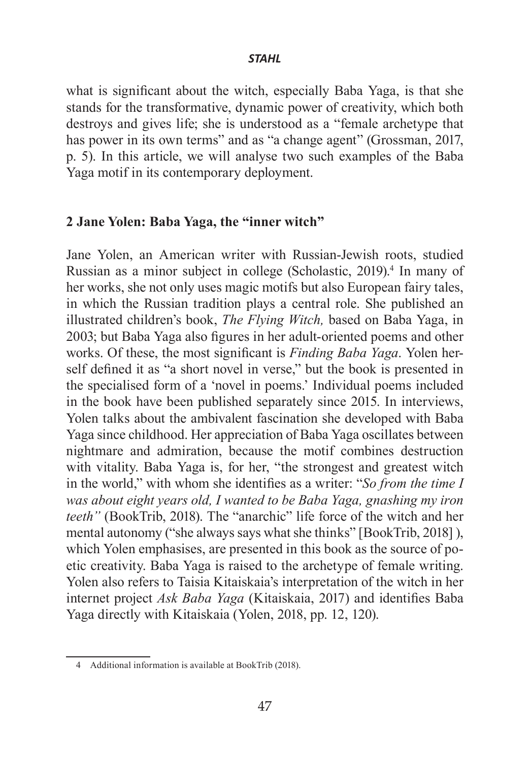what is significant about the witch, especially Baba Yaga, is that she stands for the transformative, dynamic power of creativity, which both destroys and gives life; she is understood as a "female archetype that has power in its own terms" and as "a change agent" (Grossman, 2017, p. 5). In this article, we will analyse two such examples of the Baba Yaga motif in its contemporary deployment.

## 2 Jane Yolen: Baba Yaga, the "inner witch"

Jane Yolen, an American writer with Russian-Jewish roots, studied Russian as a minor subject in college (Scholastic, 2019).[4] In many of her works, she not only uses magic motifs but also European fairy tales, in which the Russian tradition plays a central role. She published an illustrated children's book, *The Flying Witch,* based on Baba Yaga, in 2003; but Baba Yaga also figures in her adult-oriented poems and other works. Of these, the most significant is *Finding Baba Yaga*. Yolen herself defined it as "a short novel in verse," but the book is presented in the specialised form of a 'novel in poems.' Individual poems included in the book have been published separately since 2015. In interviews, Yolen talks about the ambivalent fascination she developed with Baba Yaga since childhood. Her appreciation of Baba Yaga oscillates between nightmare and admiration, because the motif combines destruction with vitality. Baba Yaga is, for her, "the strongest and greatest witch in the world," with whom she identifies as a writer: "*So from the time I was about eight years old, I wanted to be Baba Yaga, gnashing my iron teeth"* (BookTrib, 2018). The "anarchic" life force of the witch and her mental autonomy ("she always says what she thinks" [BookTrib, 2018] ), which Yolen emphasises, are presented in this book as the source of poetic creativity. Baba Yaga is raised to the archetype of female writing. Yolen also refers to Taisia Kitaiskaia's interpretation of the witch in her internet project *Ask Baba Yaga* (Kitaiskaia, 2017) and identifies Baba Yaga directly with Kitaiskaia (Yolen, 2018, pp. 12, 120).

---

4 Additional information is available at BookTrib (2018).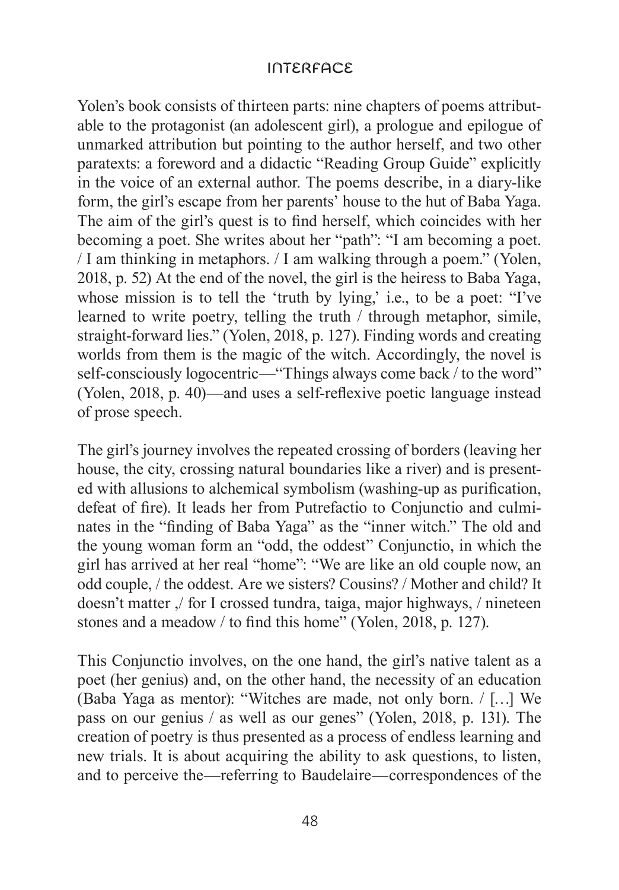Yolen's book consists of thirteen parts: nine chapters of poems attributable to the protagonist (an adolescent girl), a prologue and epilogue of unmarked attribution but pointing to the author herself, and two other paratexts: a foreword and a didactic "Reading Group Guide" explicitly in the voice of an external author. The poems describe, in a diary-like form, the girl's escape from her parents' house to the hut of Baba Yaga. The aim of the girl's quest is to find herself, which coincides with her becoming a poet. She writes about her "path": "I am becoming a poet. / I am thinking in metaphors. / I am walking through a poem." (Yolen, 2018, p. 52) At the end of the novel, the girl is the heiress to Baba Yaga, whose mission is to tell the 'truth by lying,' i.e., to be a poet: "I've learned to write poetry, telling the truth / through metaphor, simile, straight-forward lies." (Yolen, 2018, p. 127). Finding words and creating worlds from them is the magic of the witch. Accordingly, the novel is self-consciously logocentric—"Things always come back / to the word" (Yolen, 2018, p. 40)—and uses a self-reflexive poetic language instead of prose speech.

The girl's journey involves the repeated crossing of borders (leaving her house, the city, crossing natural boundaries like a river) and is presented with allusions to alchemical symbolism (washing-up as purification, defeat of fire). It leads her from Putrefactio to Conjunctio and culminates in the "finding of Baba Yaga" as the "inner witch." The old and the young woman form an "odd, the oddest" Conjunctio, in which the girl has arrived at her real "home": "We are like an old couple now, an odd couple, / the oddest. Are we sisters? Cousins? / Mother and child? It doesn't matter ,/ for I crossed tundra, taiga, major highways, / nineteen stones and a meadow / to find this home" (Yolen, 2018, p. 127).

This Conjunctio involves, on the one hand, the girl's native talent as a poet (her genius) and, on the other hand, the necessity of an education (Baba Yaga as mentor): "Witches are made, not only born. / […] We pass on our genius / as well as our genes" (Yolen, 2018, p. 131). The creation of poetry is thus presented as a process of endless learning and new trials. It is about acquiring the ability to ask questions, to listen, and to perceive the—referring to Baudelaire—correspondences of the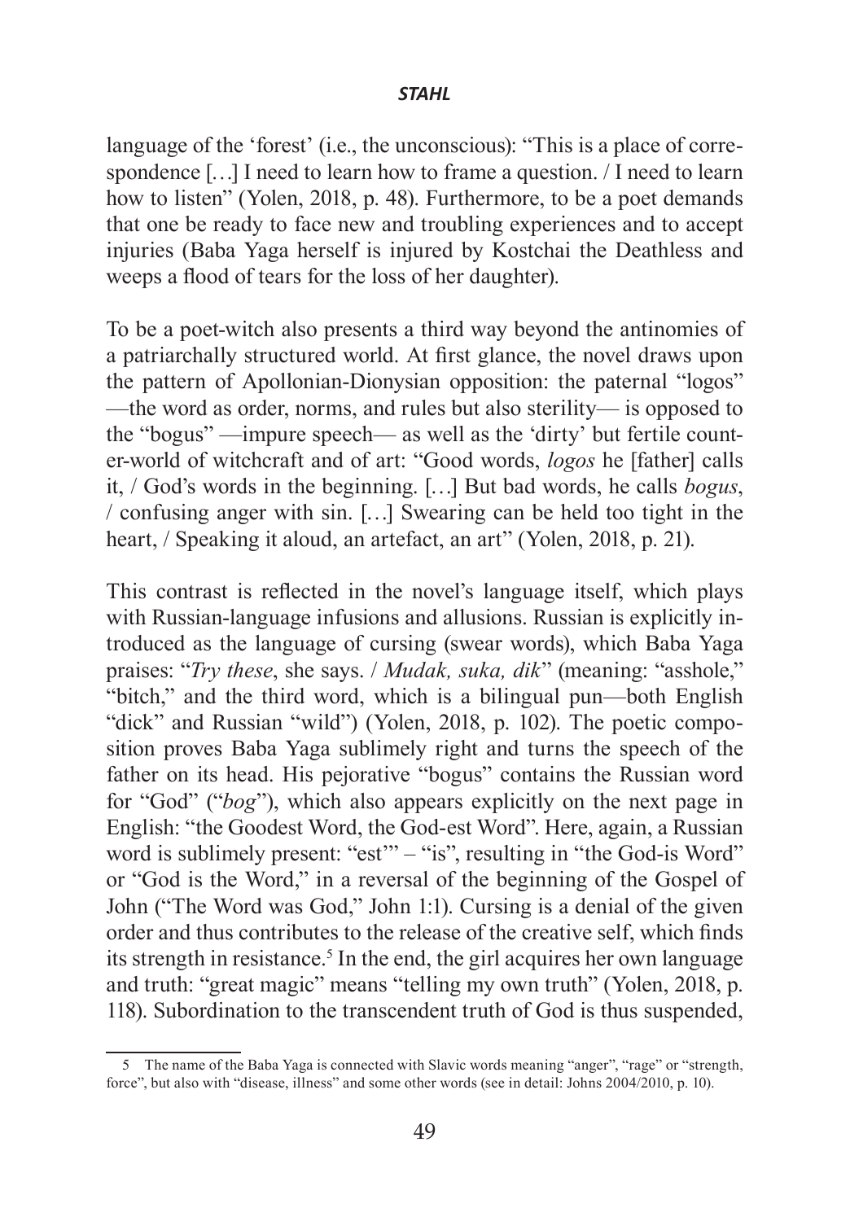language of the 'forest' (i.e., the unconscious): "This is a place of correspondence […] I need to learn how to frame a question. / I need to learn how to listen" (Yolen, 2018, p. 48). Furthermore, to be a poet demands that one be ready to face new and troubling experiences and to accept injuries (Baba Yaga herself is injured by Kostchai the Deathless and weeps a flood of tears for the loss of her daughter).

To be a poet-witch also presents a third way beyond the antinomies of a patriarchally structured world. At first glance, the novel draws upon the pattern of Apollonian-Dionysian opposition: the paternal "logos" —the word as order, norms, and rules but also sterility— is opposed to the "bogus" —impure speech— as well as the 'dirty' but fertile counter-world of witchcraft and of art: "Good words, *logos* he [father] calls it, / God's words in the beginning. […] But bad words, he calls *bogus*, / confusing anger with sin. […] Swearing can be held too tight in the heart, / Speaking it aloud, an artefact, an art" (Yolen, 2018, p. 21).

This contrast is reflected in the novel's language itself, which plays with Russian-language infusions and allusions. Russian is explicitly introduced as the language of cursing (swear words), which Baba Yaga praises: "*Try these*, she says. / *Mudak, suka, dik*" (meaning: "asshole," "bitch," and the third word, which is a bilingual pun—both English "dick" and Russian "wild") (Yolen, 2018, p. 102). The poetic composition proves Baba Yaga sublimely right and turns the speech of the father on its head. His pejorative "bogus" contains the Russian word for "God" ("*bog*"), which also appears explicitly on the next page in English: "the Goodest Word, the God-est Word". Here, again, a Russian word is sublimely present: "est'" – "is", resulting in "the God-is Word" or "God is the Word," in a reversal of the beginning of the Gospel of John ("The Word was God," John 1:1). Cursing is a denial of the given order and thus contributes to the release of the creative self, which finds its strength in resistance.[5] In the end, the girl acquires her own language and truth: "great magic" means "telling my own truth" (Yolen, 2018, p. 118). Subordination to the transcendent truth of God is thus suspended,

---

[5] The name of the Baba Yaga is connected with Slavic words meaning "anger", "rage" or "strength, force", but also with "disease, illness" and some other words (see in detail: Johns 2004/2010, p. 10).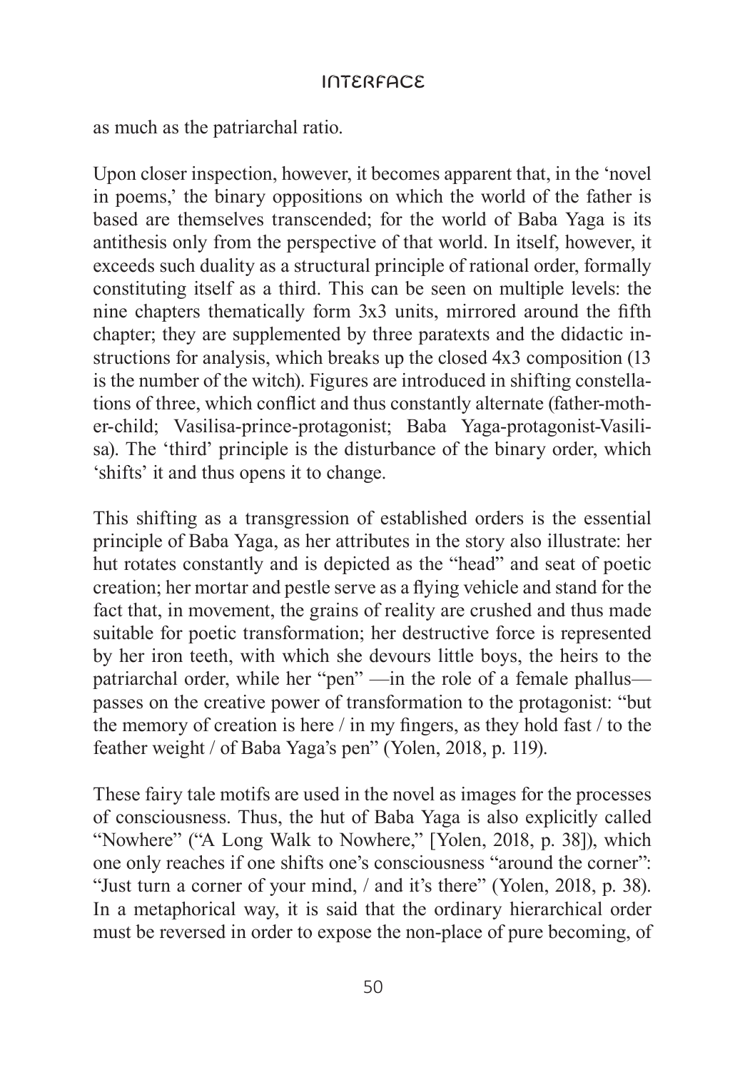as much as the patriarchal ratio.

Upon closer inspection, however, it becomes apparent that, in the 'novel in poems,' the binary oppositions on which the world of the father is based are themselves transcended; for the world of Baba Yaga is its antithesis only from the perspective of that world. In itself, however, it exceeds such duality as a structural principle of rational order, formally constituting itself as a third. This can be seen on multiple levels: the nine chapters thematically form 3x3 units, mirrored around the fifth chapter; they are supplemented by three paratexts and the didactic instructions for analysis, which breaks up the closed 4x3 composition (13 is the number of the witch). Figures are introduced in shifting constellations of three, which conflict and thus constantly alternate (father-mother-child; Vasilisa-prince-protagonist; Baba Yaga-protagonist-Vasilisa). The 'third' principle is the disturbance of the binary order, which 'shifts' it and thus opens it to change.

This shifting as a transgression of established orders is the essential principle of Baba Yaga, as her attributes in the story also illustrate: her hut rotates constantly and is depicted as the "head" and seat of poetic creation; her mortar and pestle serve as a flying vehicle and stand for the fact that, in movement, the grains of reality are crushed and thus made suitable for poetic transformation; her destructive force is represented by her iron teeth, with which she devours little boys, the heirs to the patriarchal order, while her "pen" —in the role of a female phallus— passes on the creative power of transformation to the protagonist: "but the memory of creation is here / in my fingers, as they hold fast / to the feather weight / of Baba Yaga's pen" (Yolen, 2018, p. 119).

These fairy tale motifs are used in the novel as images for the processes of consciousness. Thus, the hut of Baba Yaga is also explicitly called "Nowhere" ("A Long Walk to Nowhere," [Yolen, 2018, p. 38]), which one only reaches if one shifts one's consciousness "around the corner": "Just turn a corner of your mind, / and it's there" (Yolen, 2018, p. 38). In a metaphorical way, it is said that the ordinary hierarchical order must be reversed in order to expose the non-place of pure becoming, of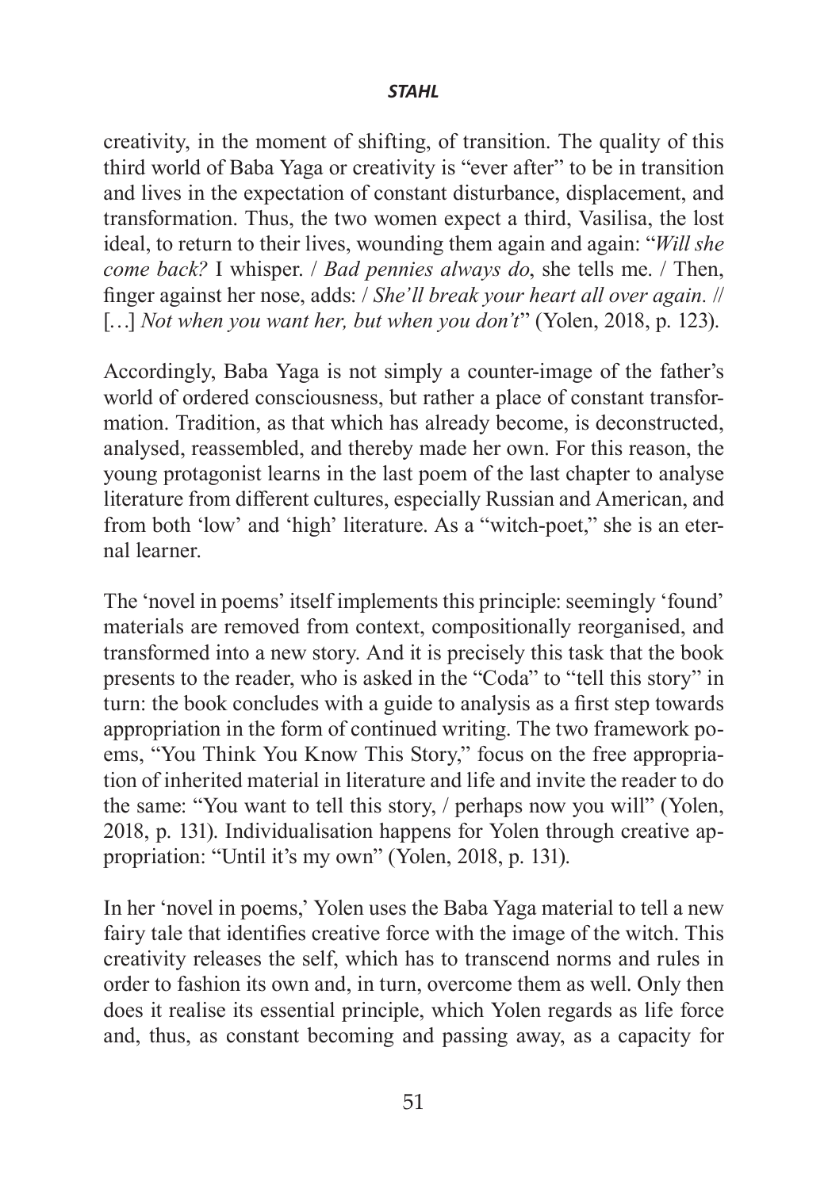creativity, in the moment of shifting, of transition. The quality of this third world of Baba Yaga or creativity is "ever after" to be in transition and lives in the expectation of constant disturbance, displacement, and transformation. Thus, the two women expect a third, Vasilisa, the lost ideal, to return to their lives, wounding them again and again: "*Will she come back?* I whisper. / *Bad pennies always do*, she tells me. / Then, finger against her nose, adds: / *She'll break your heart all over again.* // […] *Not when you want her, but when you don't*" (Yolen, 2018, p. 123).

Accordingly, Baba Yaga is not simply a counter-image of the father's world of ordered consciousness, but rather a place of constant transformation. Tradition, as that which has already become, is deconstructed, analysed, reassembled, and thereby made her own. For this reason, the young protagonist learns in the last poem of the last chapter to analyse literature from different cultures, especially Russian and American, and from both 'low' and 'high' literature. As a "witch-poet," she is an eternal learner.

The 'novel in poems' itself implements this principle: seemingly 'found' materials are removed from context, compositionally reorganised, and transformed into a new story. And it is precisely this task that the book presents to the reader, who is asked in the "Coda" to "tell this story" in turn: the book concludes with a guide to analysis as a first step towards appropriation in the form of continued writing. The two framework poems, "You Think You Know This Story," focus on the free appropriation of inherited material in literature and life and invite the reader to do the same: "You want to tell this story, / perhaps now you will" (Yolen, 2018, p. 131). Individualisation happens for Yolen through creative appropriation: "Until it's my own" (Yolen, 2018, p. 131).

In her 'novel in poems,' Yolen uses the Baba Yaga material to tell a new fairy tale that identifies creative force with the image of the witch. This creativity releases the self, which has to transcend norms and rules in order to fashion its own and, in turn, overcome them as well. Only then does it realise its essential principle, which Yolen regards as life force and, thus, as constant becoming and passing away, as a capacity for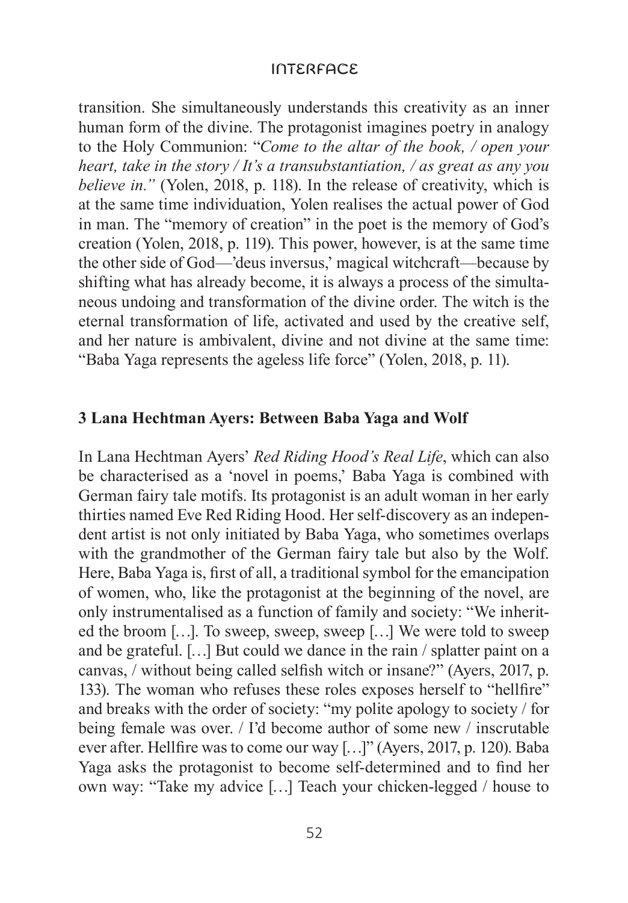transition. She simultaneously understands this creativity as an inner human form of the divine. The protagonist imagines poetry in analogy to the Holy Communion: "*Come to the altar of the book, / open your heart, take in the story / It's a transubstantiation, / as great as any you believe in.*" (Yolen, 2018, p. 118). In the release of creativity, which is at the same time individuation, Yolen realises the actual power of God in man. The "memory of creation" in the poet is the memory of God's creation (Yolen, 2018, p. 119). This power, however, is at the same time the other side of God—'deus inversus,' magical witchcraft—because by shifting what has already become, it is always a process of the simultaneous undoing and transformation of the divine order. The witch is the eternal transformation of life, activated and used by the creative self, and her nature is ambivalent, divine and not divine at the same time: "Baba Yaga represents the ageless life force" (Yolen, 2018, p. 11).

## 3 Lana Hechtman Ayers: Between Baba Yaga and Wolf

In Lana Hechtman Ayers' *Red Riding Hood's Real Life*, which can also be characterised as a 'novel in poems,' Baba Yaga is combined with German fairy tale motifs. Its protagonist is an adult woman in her early thirties named Eve Red Riding Hood. Her self-discovery as an independent artist is not only initiated by Baba Yaga, who sometimes overlaps with the grandmother of the German fairy tale but also by the Wolf. Here, Baba Yaga is, first of all, a traditional symbol for the emancipation of women, who, like the protagonist at the beginning of the novel, are only instrumentalised as a function of family and society: "We inherited the broom […]. To sweep, sweep, sweep […] We were told to sweep and be grateful. […] But could we dance in the rain / splatter paint on a canvas, / without being called selfish witch or insane?" (Ayers, 2017, p. 133). The woman who refuses these roles exposes herself to "hellfire" and breaks with the order of society: "my polite apology to society / for being female was over. / I'd become author of some new / inscrutable ever after. Hellfire was to come our way […]" (Ayers, 2017, p. 120). Baba Yaga asks the protagonist to become self-determined and to find her own way: "Take my advice […] Teach your chicken-legged / house to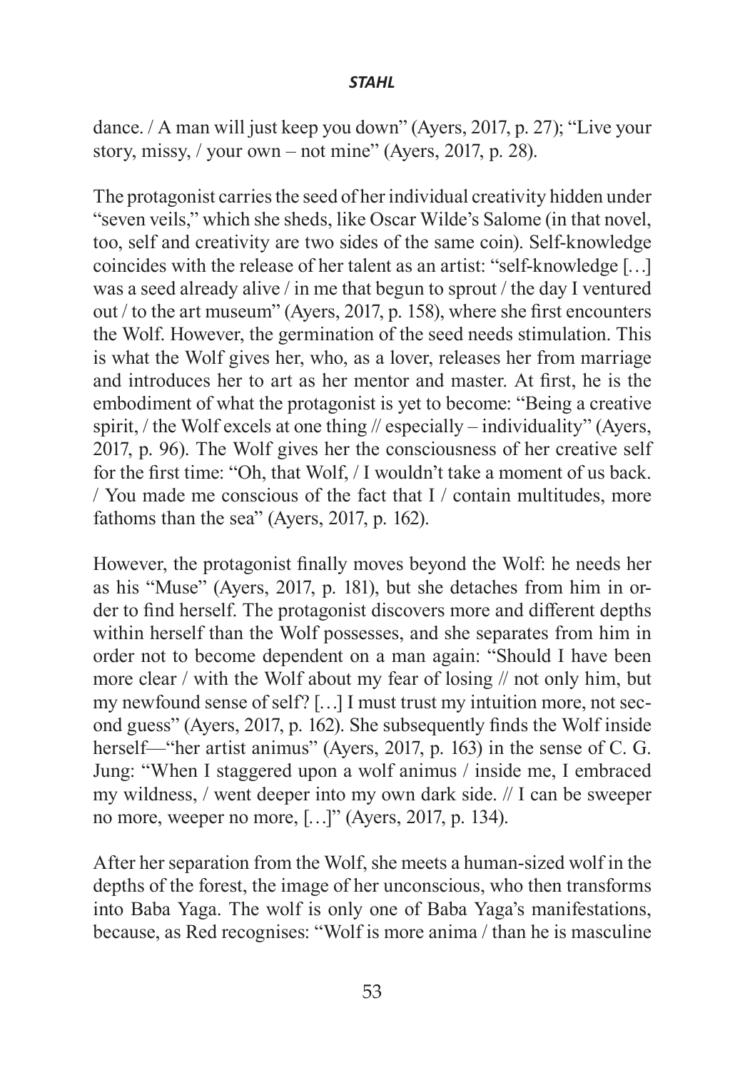dance. / A man will just keep you down" (Ayers, 2017, p. 27); "Live your story, missy, / your own – not mine" (Ayers, 2017, p. 28).

The protagonist carries the seed of her individual creativity hidden under "seven veils," which she sheds, like Oscar Wilde's Salome (in that novel, too, self and creativity are two sides of the same coin). Self-knowledge coincides with the release of her talent as an artist: "self-knowledge [...] was a seed already alive / in me that begun to sprout / the day I ventured out / to the art museum" (Ayers, 2017, p. 158), where she first encounters the Wolf. However, the germination of the seed needs stimulation. This is what the Wolf gives her, who, as a lover, releases her from marriage and introduces her to art as her mentor and master. At first, he is the embodiment of what the protagonist is yet to become: "Being a creative spirit, / the Wolf excels at one thing // especially – individuality" (Ayers, 2017, p. 96). The Wolf gives her the consciousness of her creative self for the first time: "Oh, that Wolf, / I wouldn't take a moment of us back. / You made me conscious of the fact that I / contain multitudes, more fathoms than the sea" (Ayers, 2017, p. 162).

However, the protagonist finally moves beyond the Wolf: he needs her as his "Muse" (Ayers, 2017, p. 181), but she detaches from him in order to find herself. The protagonist discovers more and different depths within herself than the Wolf possesses, and she separates from him in order not to become dependent on a man again: "Should I have been more clear / with the Wolf about my fear of losing // not only him, but my newfound sense of self? [...] I must trust my intuition more, not second guess" (Ayers, 2017, p. 162). She subsequently finds the Wolf inside herself—"her artist animus" (Ayers, 2017, p. 163) in the sense of C. G. Jung: "When I staggered upon a wolf animus / inside me, I embraced my wildness, / went deeper into my own dark side. // I can be sweeper no more, weeper no more, [...]" (Ayers, 2017, p. 134).

After her separation from the Wolf, she meets a human-sized wolf in the depths of the forest, the image of her unconscious, who then transforms into Baba Yaga. The wolf is only one of Baba Yaga's manifestations, because, as Red recognises: "Wolf is more anima / than he is masculine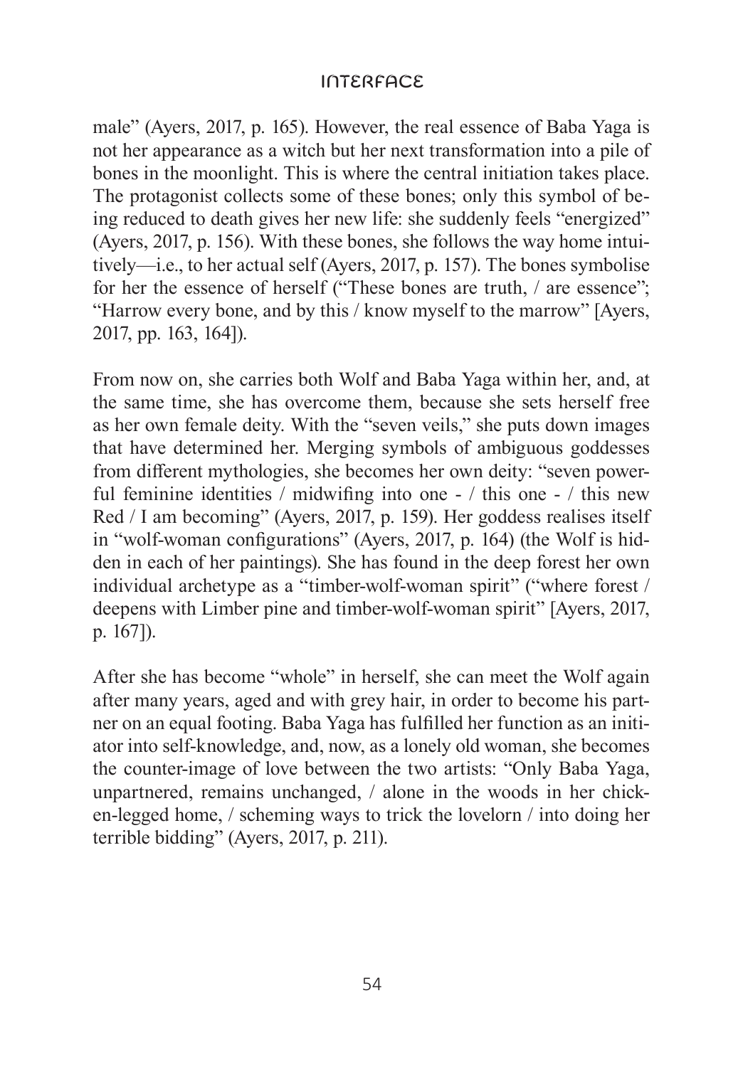male" (Ayers, 2017, p. 165). However, the real essence of Baba Yaga is not her appearance as a witch but her next transformation into a pile of bones in the moonlight. This is where the central initiation takes place. The protagonist collects some of these bones; only this symbol of being reduced to death gives her new life: she suddenly feels "energized" (Ayers, 2017, p. 156). With these bones, she follows the way home intuitively—i.e., to her actual self (Ayers, 2017, p. 157). The bones symbolise for her the essence of herself ("These bones are truth, / are essence"; "Harrow every bone, and by this / know myself to the marrow" [Ayers, 2017, pp. 163, 164]).

From now on, she carries both Wolf and Baba Yaga within her, and, at the same time, she has overcome them, because she sets herself free as her own female deity. With the "seven veils," she puts down images that have determined her. Merging symbols of ambiguous goddesses from different mythologies, she becomes her own deity: "seven powerful feminine identities / midwifing into one - / this one - / this new Red / I am becoming" (Ayers, 2017, p. 159). Her goddess realises itself in "wolf-woman configurations" (Ayers, 2017, p. 164) (the Wolf is hidden in each of her paintings). She has found in the deep forest her own individual archetype as a "timber-wolf-woman spirit" ("where forest / deepens with Limber pine and timber-wolf-woman spirit" [Ayers, 2017, p. 167]).

After she has become "whole" in herself, she can meet the Wolf again after many years, aged and with grey hair, in order to become his partner on an equal footing. Baba Yaga has fulfilled her function as an initiator into self-knowledge, and, now, as a lonely old woman, she becomes the counter-image of love between the two artists: "Only Baba Yaga, unpartnered, remains unchanged, / alone in the woods in her chicken-legged home, / scheming ways to trick the lovelorn / into doing her terrible bidding" (Ayers, 2017, p. 211).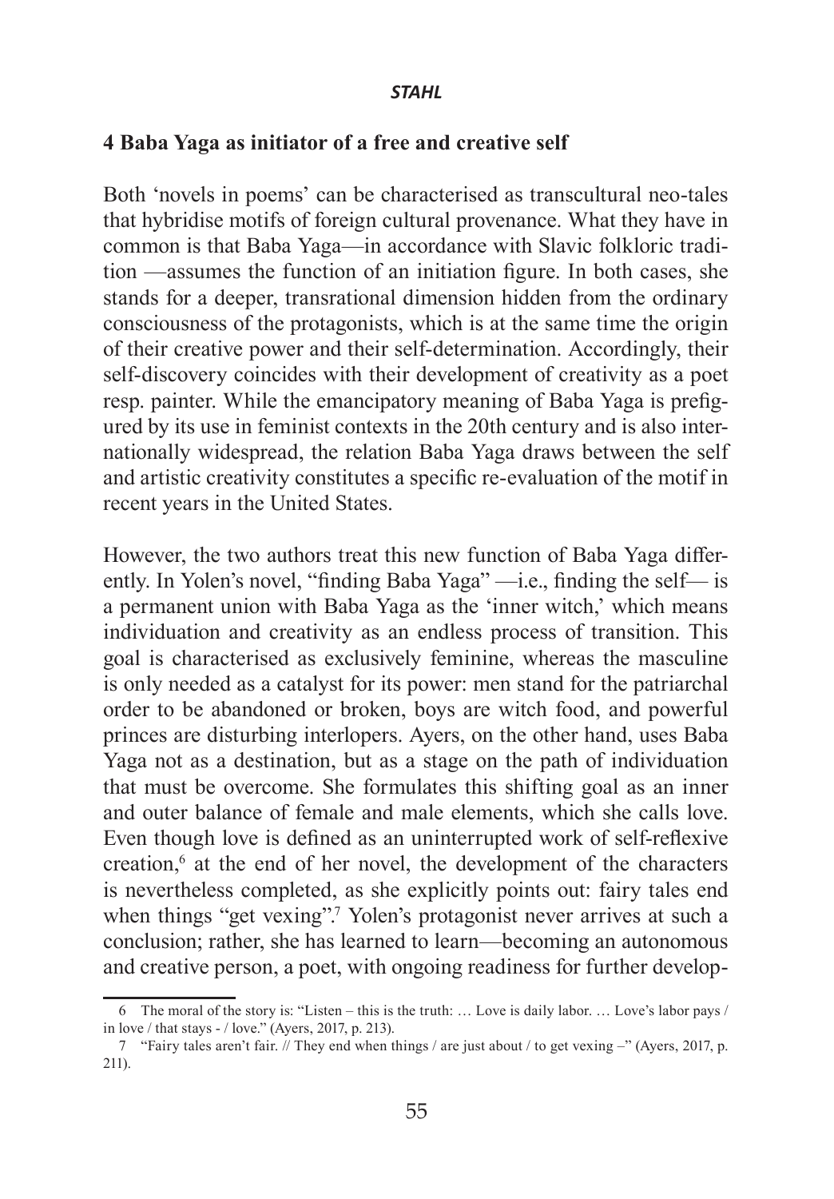## 4 Baba Yaga as initiator of a free and creative self

Both 'novels in poems' can be characterised as transcultural neo-tales that hybridise motifs of foreign cultural provenance. What they have in common is that Baba Yaga—in accordance with Slavic folkloric tradition —assumes the function of an initiation figure. In both cases, she stands for a deeper, transrational dimension hidden from the ordinary consciousness of the protagonists, which is at the same time the origin of their creative power and their self-determination. Accordingly, their self-discovery coincides with their development of creativity as a poet resp. painter. While the emancipatory meaning of Baba Yaga is prefigured by its use in feminist contexts in the 20th century and is also internationally widespread, the relation Baba Yaga draws between the self and artistic creativity constitutes a specific re-evaluation of the motif in recent years in the United States.

However, the two authors treat this new function of Baba Yaga differently. In Yolen's novel, "finding Baba Yaga" —i.e., finding the self— is a permanent union with Baba Yaga as the 'inner witch,' which means individuation and creativity as an endless process of transition. This goal is characterised as exclusively feminine, whereas the masculine is only needed as a catalyst for its power: men stand for the patriarchal order to be abandoned or broken, boys are witch food, and powerful princes are disturbing interlopers. Ayers, on the other hand, uses Baba Yaga not as a destination, but as a stage on the path of individuation that must be overcome. She formulates this shifting goal as an inner and outer balance of female and male elements, which she calls love. Even though love is defined as an uninterrupted work of self-reflexive creation,[6] at the end of her novel, the development of the characters is nevertheless completed, as she explicitly points out: fairy tales end when things "get vexing".[7] Yolen's protagonist never arrives at such a conclusion; rather, she has learned to learn—becoming an autonomous and creative person, a poet, with ongoing readiness for further develop-

---

6 The moral of the story is: "Listen – this is the truth: … Love is daily labor. … Love's labor pays / in love / that stays - / love." (Ayers, 2017, p. 213).

7 "Fairy tales aren't fair. // They end when things / are just about / to get vexing –" (Ayers, 2017, p. 211).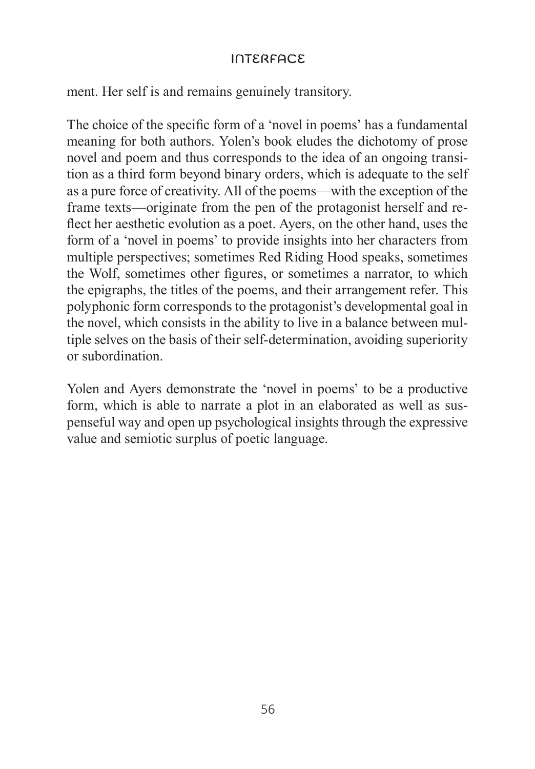ment. Her self is and remains genuinely transitory.

The choice of the specific form of a 'novel in poems' has a fundamental meaning for both authors. Yolen's book eludes the dichotomy of prose novel and poem and thus corresponds to the idea of an ongoing transition as a third form beyond binary orders, which is adequate to the self as a pure force of creativity. All of the poems—with the exception of the frame texts—originate from the pen of the protagonist herself and reflect her aesthetic evolution as a poet. Ayers, on the other hand, uses the form of a 'novel in poems' to provide insights into her characters from multiple perspectives; sometimes Red Riding Hood speaks, sometimes the Wolf, sometimes other figures, or sometimes a narrator, to which the epigraphs, the titles of the poems, and their arrangement refer. This polyphonic form corresponds to the protagonist's developmental goal in the novel, which consists in the ability to live in a balance between multiple selves on the basis of their self-determination, avoiding superiority or subordination.

Yolen and Ayers demonstrate the 'novel in poems' to be a productive form, which is able to narrate a plot in an elaborated as well as suspenseful way and open up psychological insights through the expressive value and semiotic surplus of poetic language.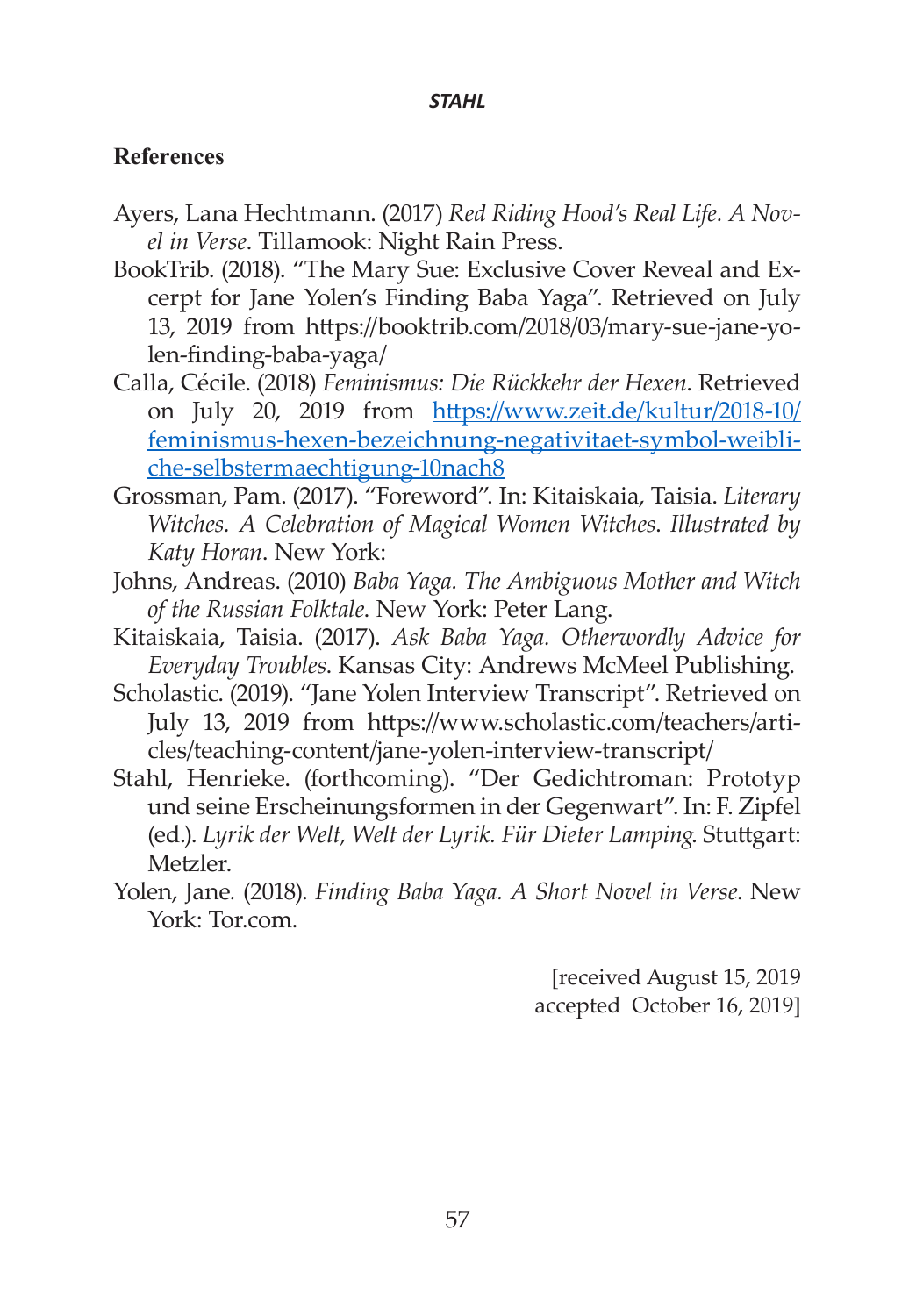## References

Ayers, Lana Hechtmann. (2017) *Red Riding Hood's Real Life. A Novel in Verse*. Tillamook: Night Rain Press.

BookTrib. (2018). "The Mary Sue: Exclusive Cover Reveal and Excerpt for Jane Yolen's Finding Baba Yaga". Retrieved on July 13, 2019 from https://booktrib.com/2018/03/mary-sue-jane-yolen-finding-baba-yaga/

Calla, Cécile. (2018) *Feminismus: Die Rückkehr der Hexen*. Retrieved on July 20, 2019 from https://www.zeit.de/kultur/2018-10/feminismus-hexen-bezeichnung-negativitaet-symbol-weibliche-selbstermaechtigung-10nach8

Grossman, Pam. (2017). "Foreword". In: Kitaiskaia, Taisia. *Literary Witches. A Celebration of Magical Women Witches. Illustrated by Katy Horan*. New York:

Johns, Andreas. (2010) *Baba Yaga. The Ambiguous Mother and Witch of the Russian Folktale*. New York: Peter Lang.

Kitaiskaia, Taisia. (2017). *Ask Baba Yaga. Otherwordly Advice for Everyday Troubles*. Kansas City: Andrews McMeel Publishing.

Scholastic. (2019). "Jane Yolen Interview Transcript". Retrieved on July 13, 2019 from https://www.scholastic.com/teachers/articles/teaching-content/jane-yolen-interview-transcript/

Stahl, Henrieke. (forthcoming). "Der Gedichtroman: Prototyp und seine Erscheinungsformen in der Gegenwart". In: F. Zipfel (ed.). *Lyrik der Welt, Welt der Lyrik. Für Dieter Lamping.* Stuttgart: Metzler.

Yolen, Jane. (2018). *Finding Baba Yaga. A Short Novel in Verse*. New York: Tor.com.

[received August 15, 2019
accepted October 16, 2019]